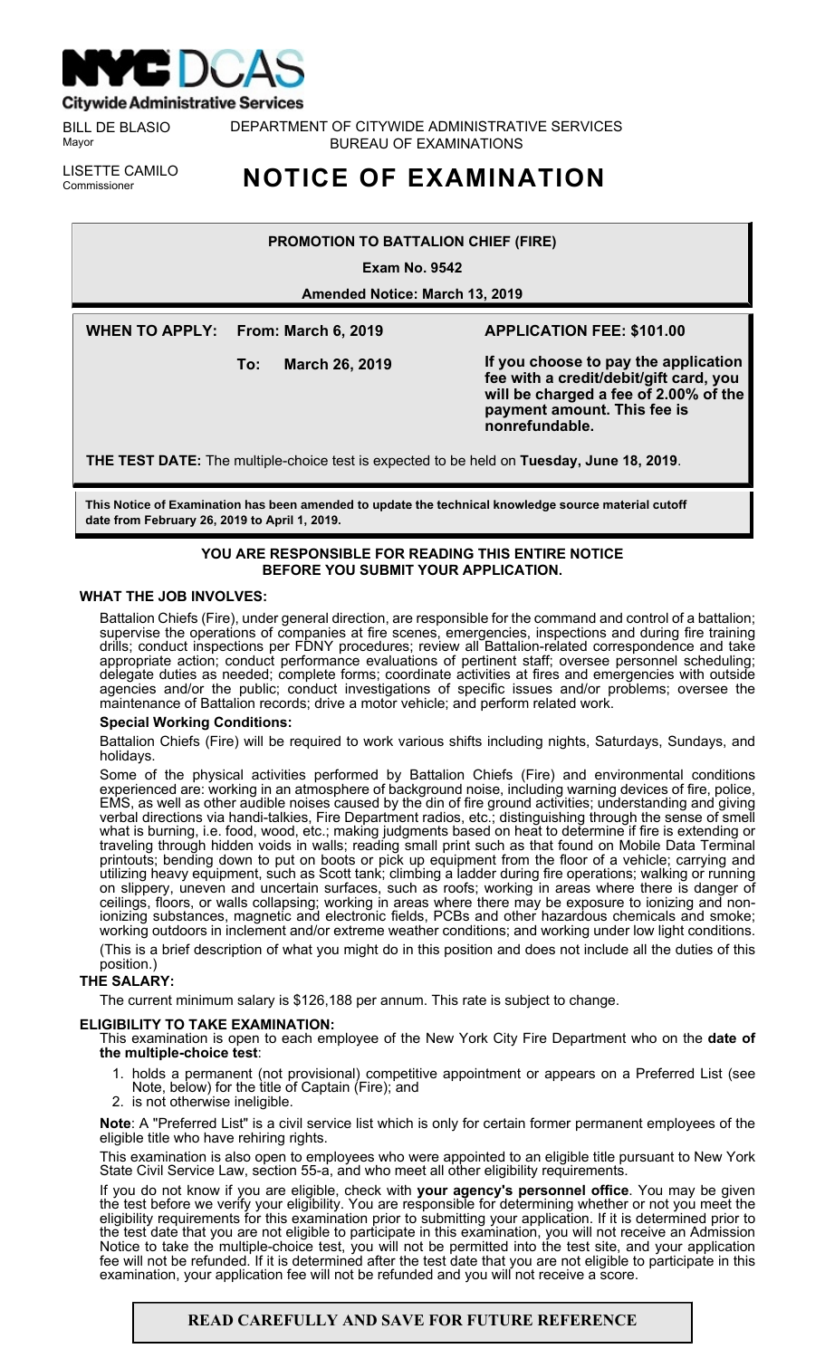NYC DCAS
**Citywide Administrative Services**

BILL DE BLASIO
Mayor

LISETTE CAMILO
Commissioner

DEPARTMENT OF CITYWIDE ADMINISTRATIVE SERVICES
BUREAU OF EXAMINATIONS

# NOTICE OF EXAMINATION

**PROMOTION TO BATTALION CHIEF (FIRE)**

**Exam No. 9542**

**Amended Notice: March 13, 2019**

**WHEN TO APPLY:** **From: March 6, 2019**

**To: March 26, 2019**

**APPLICATION FEE: $101.00**

**If you choose to pay the application fee with a credit/debit/gift card, you will be charged a fee of 2.00% of the payment amount. This fee is nonrefundable.**

**THE TEST DATE:** The multiple-choice test is expected to be held on **Tuesday, June 18, 2019**.

**This Notice of Examination has been amended to update the technical knowledge source material cutoff date from February 26, 2019 to April 1, 2019.**

**YOU ARE RESPONSIBLE FOR READING THIS ENTIRE NOTICE BEFORE YOU SUBMIT YOUR APPLICATION.**

## WHAT THE JOB INVOLVES:

Battalion Chiefs (Fire), under general direction, are responsible for the command and control of a battalion; supervise the operations of companies at fire scenes, emergencies, inspections and during fire training drills; conduct inspections per FDNY procedures; review all Battalion-related correspondence and take appropriate action; conduct performance evaluations of pertinent staff; oversee personnel scheduling; delegate duties as needed; complete forms; coordinate activities at fires and emergencies with outside agencies and/or the public; conduct investigations of specific issues and/or problems; oversee the maintenance of Battalion records; drive a motor vehicle; and perform related work.

### Special Working Conditions:

Battalion Chiefs (Fire) will be required to work various shifts including nights, Saturdays, Sundays, and holidays.

Some of the physical activities performed by Battalion Chiefs (Fire) and environmental conditions experienced are: working in an atmosphere of background noise, including warning devices of fire, police, EMS, as well as other audible noises caused by the din of fire ground activities; understanding and giving verbal directions via handi-talkies, Fire Department radios, etc.; distinguishing through the sense of smell what is burning, i.e. food, wood, etc.; making judgments based on heat to determine if fire is extending or traveling through hidden voids in walls; reading small print such as that found on Mobile Data Terminal printouts; bending down to put on boots or pick up equipment from the floor of a vehicle; carrying and utilizing heavy equipment, such as Scott tank; climbing a ladder during fire operations; walking or running on slippery, uneven and uncertain surfaces, such as roofs; working in areas where there is danger of ceilings, floors, or walls collapsing; working in areas where there may be exposure to ionizing and non-ionizing substances, magnetic and electronic fields, PCBs and other hazardous chemicals and smoke; working outdoors in inclement and/or extreme weather conditions; and working under low light conditions.

(This is a brief description of what you might do in this position and does not include all the duties of this position.)

## THE SALARY:

The current minimum salary is $126,188 per annum. This rate is subject to change.

## ELIGIBILITY TO TAKE EXAMINATION:

This examination is open to each employee of the New York City Fire Department who on the **date of the multiple-choice test**:

1. holds a permanent (not provisional) competitive appointment or appears on a Preferred List (see Note, below) for the title of Captain (Fire); and
2. is not otherwise ineligible.

**Note**: A "Preferred List" is a civil service list which is only for certain former permanent employees of the eligible title who have rehiring rights.

This examination is also open to employees who were appointed to an eligible title pursuant to New York State Civil Service Law, section 55-a, and who meet all other eligibility requirements.

If you do not know if you are eligible, check with **your agency's personnel office**. You may be given the test before we verify your eligibility. You are responsible for determining whether or not you meet the eligibility requirements for this examination prior to submitting your application. If it is determined prior to the test date that you are not eligible to participate in this examination, you will not receive an Admission Notice to take the multiple-choice test, you will not be permitted into the test site, and your application fee will not be refunded. If it is determined after the test date that you are not eligible to participate in this examination, your application fee will not be refunded and you will not receive a score.

**READ CAREFULLY AND SAVE FOR FUTURE REFERENCE**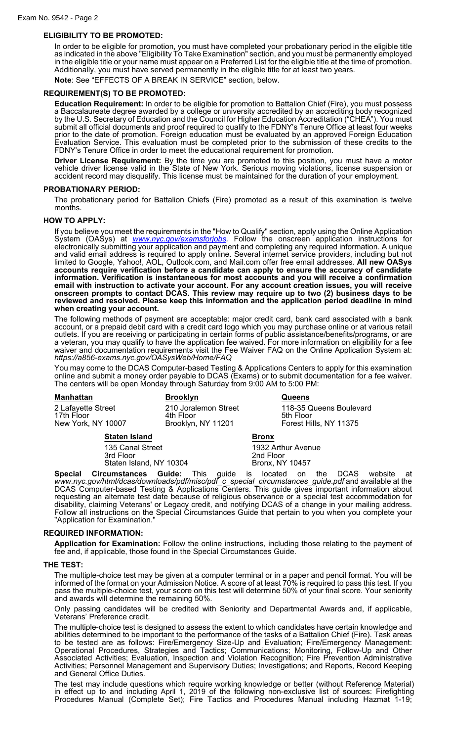## ELIGIBILITY TO BE PROMOTED:

In order to be eligible for promotion, you must have completed your probationary period in the eligible title as indicated in the above "Eligibility To Take Examination" section, and you must be permanently employed in the eligible title or your name must appear on a Preferred List for the eligible title at the time of promotion. Additionally, you must have served permanently in the eligible title for at least two years.

**Note**: See "EFFECTS OF A BREAK IN SERVICE" section, below.

## REQUIREMENT(S) TO BE PROMOTED:

**Education Requirement:** In order to be eligible for promotion to Battalion Chief (Fire), you must possess a Baccalaureate degree awarded by a college or university accredited by an accrediting body recognized by the U.S. Secretary of Education and the Council for Higher Education Accreditation ("CHEA"). You must submit all official documents and proof required to qualify to the FDNY's Tenure Office at least four weeks prior to the date of promotion. Foreign education must be evaluated by an approved Foreign Education Evaluation Service. This evaluation must be completed prior to the submission of these credits to the FDNY's Tenure Office in order to meet the educational requirement for promotion.

**Driver License Requirement:** By the time you are promoted to this position, you must have a motor vehicle driver license valid in the State of New York. Serious moving violations, license suspension or accident record may disqualify. This license must be maintained for the duration of your employment.

## PROBATIONARY PERIOD:

The probationary period for Battalion Chiefs (Fire) promoted as a result of this examination is twelve months.

## HOW TO APPLY:

If you believe you meet the requirements in the "How to Qualify" section, apply using the Online Application System (OASys) at *www.nyc.gov/examsforjobs*. Follow the onscreen application instructions for electronically submitting your application and payment and completing any required information. A unique and valid email address is required to apply online. Several internet service providers, including but not limited to Google, Yahoo!, AOL, Outlook.com, and Mail.com offer free email addresses. **All new OASys accounts require verification before a candidate can apply to ensure the accuracy of candidate information. Verification is instantaneous for most accounts and you will receive a confirmation email with instruction to activate your account. For any account creation issues, you will receive onscreen prompts to contact DCAS. This review may require up to two (2) business days to be reviewed and resolved. Please keep this information and the application period deadline in mind when creating your account.**

The following methods of payment are acceptable: major credit card, bank card associated with a bank account, or a prepaid debit card with a credit card logo which you may purchase online or at various retail outlets. If you are receiving or participating in certain forms of public assistance/benefits/programs, or are a veteran, you may qualify to have the application fee waived. For more information on eligibility for a fee waiver and documentation requirements visit the Fee Waiver FAQ on the Online Application System at: *https://a856-exams.nyc.gov/OASysWeb/Home/FAQ*

You may come to the DCAS Computer-based Testing & Applications Centers to apply for this examination online and submit a money order payable to DCAS (Exams) or to submit documentation for a fee waiver. The centers will be open Monday through Saturday from 9:00 AM to 5:00 PM:

**Manhattan**
2 Lafayette Street
17th Floor
New York, NY 10007

**Brooklyn**
210 Joralemon Street
4th Floor
Brooklyn, NY 11201

**Queens**
118-35 Queens Boulevard
5th Floor
Forest Hills, NY 11375

**Staten Island**
135 Canal Street
3rd Floor
Staten Island, NY 10304

**Bronx**
1932 Arthur Avenue
2nd Floor
Bronx, NY 10457

**Special Circumstances Guide:** This guide is located on the DCAS website at *www.nyc.gov/html/dcas/downloads/pdf/misc/pdf_c_special_circumstances_guide.pdf* and available at the DCAS Computer-based Testing & Applications Centers. This guide gives important information about requesting an alternate test date because of religious observance or a special test accommodation for disability, claiming Veterans' or Legacy credit, and notifying DCAS of a change in your mailing address. Follow all instructions on the Special Circumstances Guide that pertain to you when you complete your "Application for Examination."

## REQUIRED INFORMATION:

**Application for Examination:** Follow the online instructions, including those relating to the payment of fee and, if applicable, those found in the Special Circumstances Guide.

## THE TEST:

The multiple-choice test may be given at a computer terminal or in a paper and pencil format. You will be informed of the format on your Admission Notice. A score of at least 70% is required to pass this test. If you pass the multiple-choice test, your score on this test will determine 50% of your final score. Your seniority and awards will determine the remaining 50%.

Only passing candidates will be credited with Seniority and Departmental Awards and, if applicable, Veterans' Preference credit.

The multiple-choice test is designed to assess the extent to which candidates have certain knowledge and abilities determined to be important to the performance of the tasks of a Battalion Chief (Fire). Task areas to be tested are as follows: Fire/Emergency Size-Up and Evaluation; Fire/Emergency Management: Operational Procedures, Strategies and Tactics; Communications; Monitoring, Follow-Up and Other Associated Activities; Evaluation, Inspection and Violation Recognition; Fire Prevention Administrative Activities; Personnel Management and Supervisory Duties; Investigations; and Reports, Record Keeping and General Office Duties.

The test may include questions which require working knowledge or better (without Reference Material) in effect up to and including April 1, 2019 of the following non-exclusive list of sources: Firefighting Procedures Manual (Complete Set); Fire Tactics and Procedures Manual including Hazmat 1-19;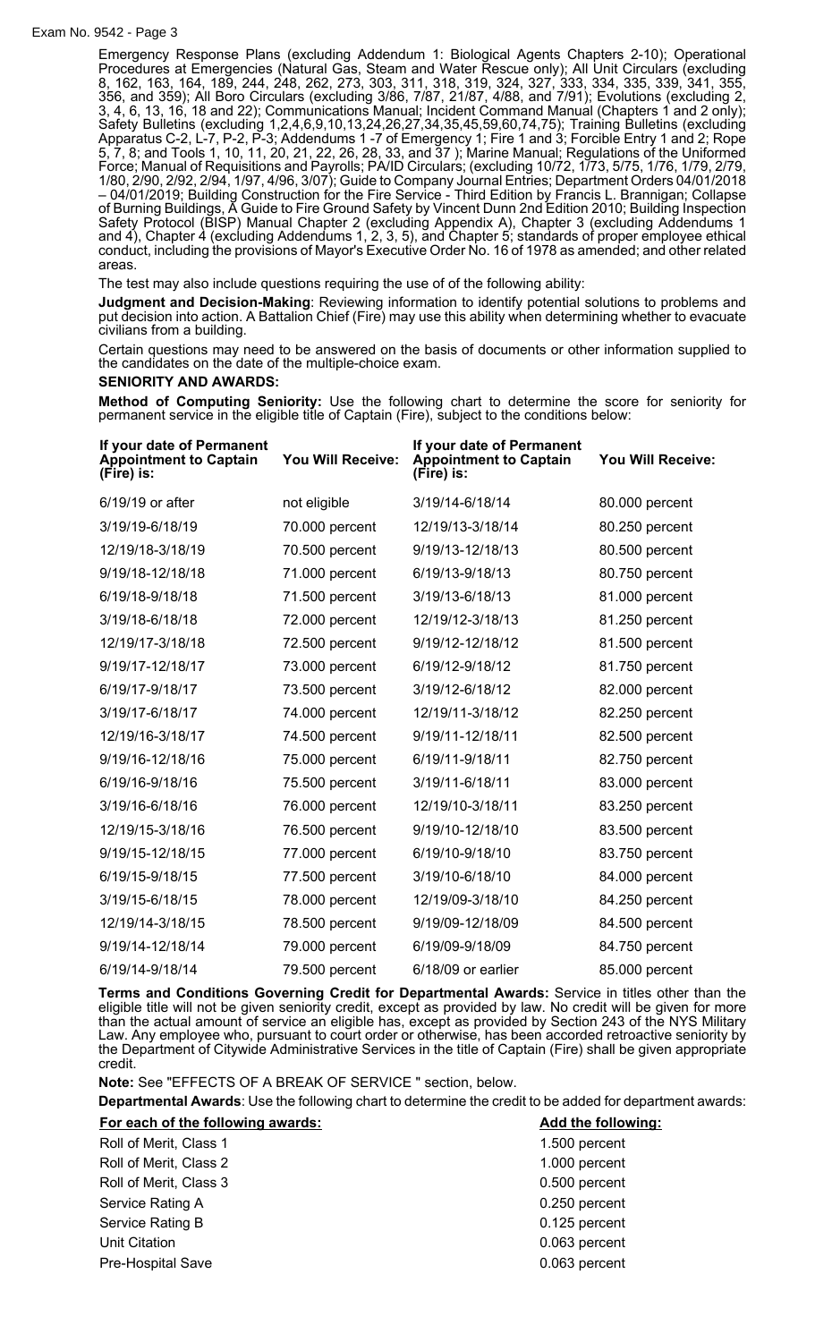Emergency Response Plans (excluding Addendum 1: Biological Agents Chapters 2-10); Operational Procedures at Emergencies (Natural Gas, Steam and Water Rescue only); All Unit Circulars (excluding 8, 162, 163, 164, 189, 244, 248, 262, 273, 303, 311, 318, 319, 324, 327, 333, 334, 335, 339, 341, 355, 356, and 359); All Boro Circulars (excluding 3/86, 7/87, 21/87, 4/88, and 7/91); Evolutions (excluding 2, 3, 4, 6, 13, 16, 18 and 22); Communications Manual; Incident Command Manual (Chapters 1 and 2 only); Safety Bulletins (excluding 1,2,4,6,9,10,13,24,26,27,34,35,45,59,60,74,75); Training Bulletins (excluding Apparatus C-2, L-7, P-2, P-3; Addendums 1 -7 of Emergency 1; Fire 1 and 3; Forcible Entry 1 and 2; Rope 5, 7, 8; and Tools 1, 10, 11, 20, 21, 22, 26, 28, 33, and 37 ); Marine Manual; Regulations of the Uniformed Force; Manual of Requisitions and Payrolls; PA/ID Circulars; (excluding 10/72, 1/73, 5/75, 1/76, 1/79, 2/79, 1/80, 2/90, 2/92, 2/94, 1/97, 4/96, 3/07); Guide to Company Journal Entries; Department Orders 04/01/2018 – 04/01/2019; Building Construction for the Fire Service - Third Edition by Francis L. Brannigan; Collapse of Burning Buildings, A Guide to Fire Ground Safety by Vincent Dunn 2nd Edition 2010; Building Inspection Safety Protocol (BISP) Manual Chapter 2 (excluding Appendix A), Chapter 3 (excluding Addendums 1 and 4), Chapter 4 (excluding Addendums 1, 2, 3, 5), and Chapter 5; standards of proper employee ethical conduct, including the provisions of Mayor's Executive Order No. 16 of 1978 as amended; and other related areas.

The test may also include questions requiring the use of of the following ability:

**Judgment and Decision-Making**: Reviewing information to identify potential solutions to problems and put decision into action. A Battalion Chief (Fire) may use this ability when determining whether to evacuate civilians from a building.

Certain questions may need to be answered on the basis of documents or other information supplied to the candidates on the date of the multiple-choice exam.

**SENIORITY AND AWARDS:**

**Method of Computing Seniority:** Use the following chart to determine the score for seniority for permanent service in the eligible title of Captain (Fire), subject to the conditions below:

| If your date of Permanent Appointment to Captain (Fire) is: | You Will Receive: | If your date of Permanent Appointment to Captain (Fire) is: | You Will Receive: |
|---|---|---|---|
| 6/19/19 or after | not eligible | 3/19/14-6/18/14 | 80.000 percent |
| 3/19/19-6/18/19 | 70.000 percent | 12/19/13-3/18/14 | 80.250 percent |
| 12/19/18-3/18/19 | 70.500 percent | 9/19/13-12/18/13 | 80.500 percent |
| 9/19/18-12/18/18 | 71.000 percent | 6/19/13-9/18/13 | 80.750 percent |
| 6/19/18-9/18/18 | 71.500 percent | 3/19/13-6/18/13 | 81.000 percent |
| 3/19/18-6/18/18 | 72.000 percent | 12/19/12-3/18/13 | 81.250 percent |
| 12/19/17-3/18/18 | 72.500 percent | 9/19/12-12/18/12 | 81.500 percent |
| 9/19/17-12/18/17 | 73.000 percent | 6/19/12-9/18/12 | 81.750 percent |
| 6/19/17-9/18/17 | 73.500 percent | 3/19/12-6/18/12 | 82.000 percent |
| 3/19/17-6/18/17 | 74.000 percent | 12/19/11-3/18/12 | 82.250 percent |
| 12/19/16-3/18/17 | 74.500 percent | 9/19/11-12/18/11 | 82.500 percent |
| 9/19/16-12/18/16 | 75.000 percent | 6/19/11-9/18/11 | 82.750 percent |
| 6/19/16-9/18/16 | 75.500 percent | 3/19/11-6/18/11 | 83.000 percent |
| 3/19/16-6/18/16 | 76.000 percent | 12/19/10-3/18/11 | 83.250 percent |
| 12/19/15-3/18/16 | 76.500 percent | 9/19/10-12/18/10 | 83.500 percent |
| 9/19/15-12/18/15 | 77.000 percent | 6/19/10-9/18/10 | 83.750 percent |
| 6/19/15-9/18/15 | 77.500 percent | 3/19/10-6/18/10 | 84.000 percent |
| 3/19/15-6/18/15 | 78.000 percent | 12/19/09-3/18/10 | 84.250 percent |
| 12/19/14-3/18/15 | 78.500 percent | 9/19/09-12/18/09 | 84.500 percent |
| 9/19/14-12/18/14 | 79.000 percent | 6/19/09-9/18/09 | 84.750 percent |
| 6/19/14-9/18/14 | 79.500 percent | 6/18/09 or earlier | 85.000 percent |

**Terms and Conditions Governing Credit for Departmental Awards:** Service in titles other than the eligible title will not be given seniority credit, except as provided by law. No credit will be given for more than the actual amount of service an eligible has, except as provided by Section 243 of the NYS Military Law. Any employee who, pursuant to court order or otherwise, has been accorded retroactive seniority by the Department of Citywide Administrative Services in the title of Captain (Fire) shall be given appropriate credit.

**Note:** See "EFFECTS OF A BREAK OF SERVICE " section, below.

**Departmental Awards**: Use the following chart to determine the credit to be added for department awards:

| For each of the following awards: | Add the following: |
|---|---|
| Roll of Merit, Class 1 | 1.500 percent |
| Roll of Merit, Class 2 | 1.000 percent |
| Roll of Merit, Class 3 | 0.500 percent |
| Service Rating A | 0.250 percent |
| Service Rating B | 0.125 percent |
| Unit Citation | 0.063 percent |
| Pre-Hospital Save | 0.063 percent |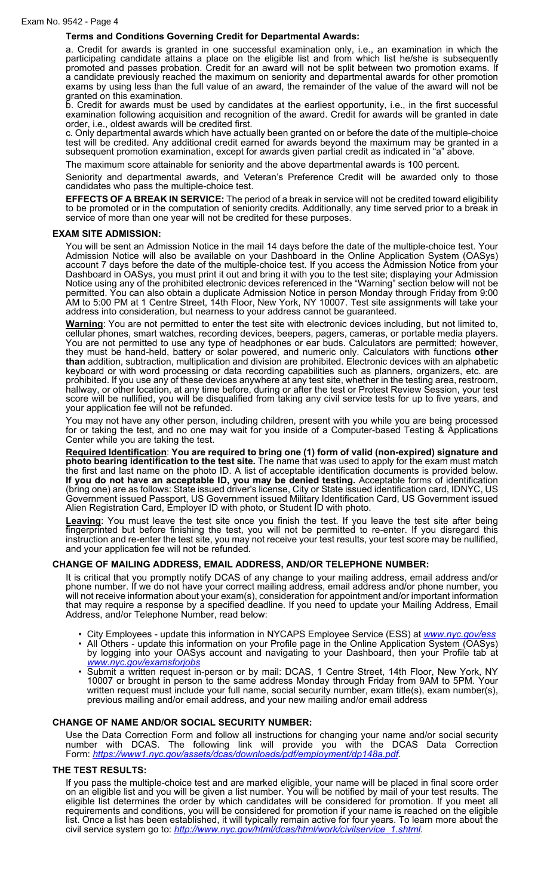### Terms and Conditions Governing Credit for Departmental Awards:

a. Credit for awards is granted in one successful examination only, i.e., an examination in which the participating candidate attains a place on the eligible list and from which list he/she is subsequently promoted and passes probation. Credit for an award will not be split between two promotion exams. If a candidate previously reached the maximum on seniority and departmental awards for other promotion exams by using less than the full value of an award, the remainder of the value of the award will not be granted on this examination.

b. Credit for awards must be used by candidates at the earliest opportunity, i.e., in the first successful examination following acquisition and recognition of the award. Credit for awards will be granted in date order, i.e., oldest awards will be credited first.

c. Only departmental awards which have actually been granted on or before the date of the multiple-choice test will be credited. Any additional credit earned for awards beyond the maximum may be granted in a subsequent promotion examination, except for awards given partial credit as indicated in "a" above.

The maximum score attainable for seniority and the above departmental awards is 100 percent.

Seniority and departmental awards, and Veteran's Preference Credit will be awarded only to those candidates who pass the multiple-choice test.

**EFFECTS OF A BREAK IN SERVICE:** The period of a break in service will not be credited toward eligibility to be promoted or in the computation of seniority credits. Additionally, any time served prior to a break in service of more than one year will not be credited for these purposes.

## EXAM SITE ADMISSION:

You will be sent an Admission Notice in the mail 14 days before the date of the multiple-choice test. Your Admission Notice will also be available on your Dashboard in the Online Application System (OASys) account 7 days before the date of the multiple-choice test. If you access the Admission Notice from your Dashboard in OASys, you must print it out and bring it with you to the test site; displaying your Admission Notice using any of the prohibited electronic devices referenced in the "Warning" section below will not be permitted. You can also obtain a duplicate Admission Notice in person Monday through Friday from 9:00 AM to 5:00 PM at 1 Centre Street, 14th Floor, New York, NY 10007. Test site assignments will take your address into consideration, but nearness to your address cannot be guaranteed.

**Warning**: You are not permitted to enter the test site with electronic devices including, but not limited to, cellular phones, smart watches, recording devices, beepers, pagers, cameras, or portable media players. You are not permitted to use any type of headphones or ear buds. Calculators are permitted; however, they must be hand-held, battery or solar powered, and numeric only. Calculators with functions **other than** addition, subtraction, multiplication and division are prohibited. Electronic devices with an alphabetic keyboard or with word processing or data recording capabilities such as planners, organizers, etc. are prohibited. If you use any of these devices anywhere at any test site, whether in the testing area, restroom, hallway, or other location, at any time before, during or after the test or Protest Review Session, your test score will be nullified, you will be disqualified from taking any civil service tests for up to five years, and your application fee will not be refunded.

You may not have any other person, including children, present with you while you are being processed for or taking the test, and no one may wait for you inside of a Computer-based Testing & Applications Center while you are taking the test.

**Required Identification**: **You are required to bring one (1) form of valid (non-expired) signature and photo bearing identification to the test site.** The name that was used to apply for the exam must match the first and last name on the photo ID. A list of acceptable identification documents is provided below. **If you do not have an acceptable ID, you may be denied testing.** Acceptable forms of identification (bring one) are as follows: State issued driver's license, City or State issued identification card, IDNYC, US Government issued Passport, US Government issued Military Identification Card, US Government issued Alien Registration Card, Employer ID with photo, or Student ID with photo.

**Leaving**: You must leave the test site once you finish the test. If you leave the test site after being fingerprinted but before finishing the test, you will not be permitted to re-enter. If you disregard this instruction and re-enter the test site, you may not receive your test results, your test score may be nullified, and your application fee will not be refunded.

## CHANGE OF MAILING ADDRESS, EMAIL ADDRESS, AND/OR TELEPHONE NUMBER:

It is critical that you promptly notify DCAS of any change to your mailing address, email address and/or phone number. If we do not have your correct mailing address, email address and/or phone number, you will not receive information about your exam(s), consideration for appointment and/or important information that may require a response by a specified deadline. If you need to update your Mailing Address, Email Address, and/or Telephone Number, read below:

- City Employees - update this information in NYCAPS Employee Service (ESS) at *www.nyc.gov/ess*
- All Others - update this information on your Profile page in the Online Application System (OASys) by logging into your OASys account and navigating to your Dashboard, then your Profile tab at *www.nyc.gov/examsforjobs*
- Submit a written request in-person or by mail: DCAS, 1 Centre Street, 14th Floor, New York, NY 10007 or brought in person to the same address Monday through Friday from 9AM to 5PM. Your written request must include your full name, social security number, exam title(s), exam number(s), previous mailing and/or email address, and your new mailing and/or email address

## CHANGE OF NAME AND/OR SOCIAL SECURITY NUMBER:

Use the Data Correction Form and follow all instructions for changing your name and/or social security number with DCAS. The following link will provide you with the DCAS Data Correction Form: *https://www1.nyc.gov/assets/dcas/downloads/pdf/employment/dp148a.pdf*.

## THE TEST RESULTS:

If you pass the multiple-choice test and are marked eligible, your name will be placed in final score order on an eligible list and you will be given a list number. You will be notified by mail of your test results. The eligible list determines the order by which candidates will be considered for promotion. If you meet all requirements and conditions, you will be considered for promotion if your name is reached on the eligible list. Once a list has been established, it will typically remain active for four years. To learn more about the civil service system go to: *http://www.nyc.gov/html/dcas/html/work/civilservice_1.shtml*.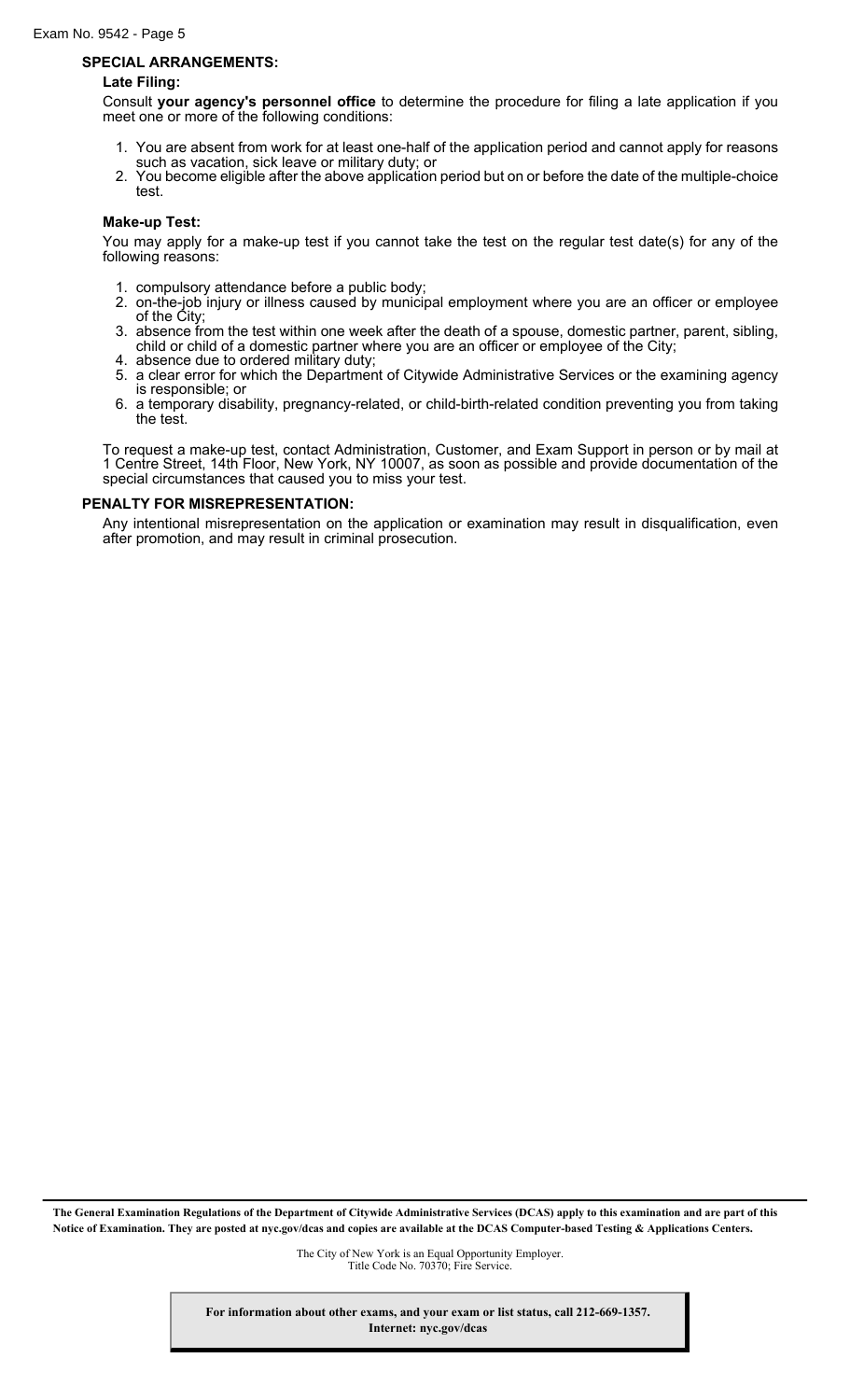## SPECIAL ARRANGEMENTS:

### Late Filing:

Consult **your agency's personnel office** to determine the procedure for filing a late application if you meet one or more of the following conditions:

1. You are absent from work for at least one-half of the application period and cannot apply for reasons such as vacation, sick leave or military duty; or
2. You become eligible after the above application period but on or before the date of the multiple-choice test.

### Make-up Test:

You may apply for a make-up test if you cannot take the test on the regular test date(s) for any of the following reasons:

1. compulsory attendance before a public body;
2. on-the-job injury or illness caused by municipal employment where you are an officer or employee of the City;
3. absence from the test within one week after the death of a spouse, domestic partner, parent, sibling, child or child of a domestic partner where you are an officer or employee of the City;
4. absence due to ordered military duty;
5. a clear error for which the Department of Citywide Administrative Services or the examining agency is responsible; or
6. a temporary disability, pregnancy-related, or child-birth-related condition preventing you from taking the test.

To request a make-up test, contact Administration, Customer, and Exam Support in person or by mail at 1 Centre Street, 14th Floor, New York, NY 10007, as soon as possible and provide documentation of the special circumstances that caused you to miss your test.

## PENALTY FOR MISREPRESENTATION:

Any intentional misrepresentation on the application or examination may result in disqualification, even after promotion, and may result in criminal prosecution.

---

**The General Examination Regulations of the Department of Citywide Administrative Services (DCAS) apply to this examination and are part of this Notice of Examination. They are posted at nyc.gov/dcas and copies are available at the DCAS Computer-based Testing & Applications Centers.**

The City of New York is an Equal Opportunity Employer.
Title Code No. 70370; Fire Service.

**For information about other exams, and your exam or list status, call 212-669-1357.**
**Internet: nyc.gov/dcas**